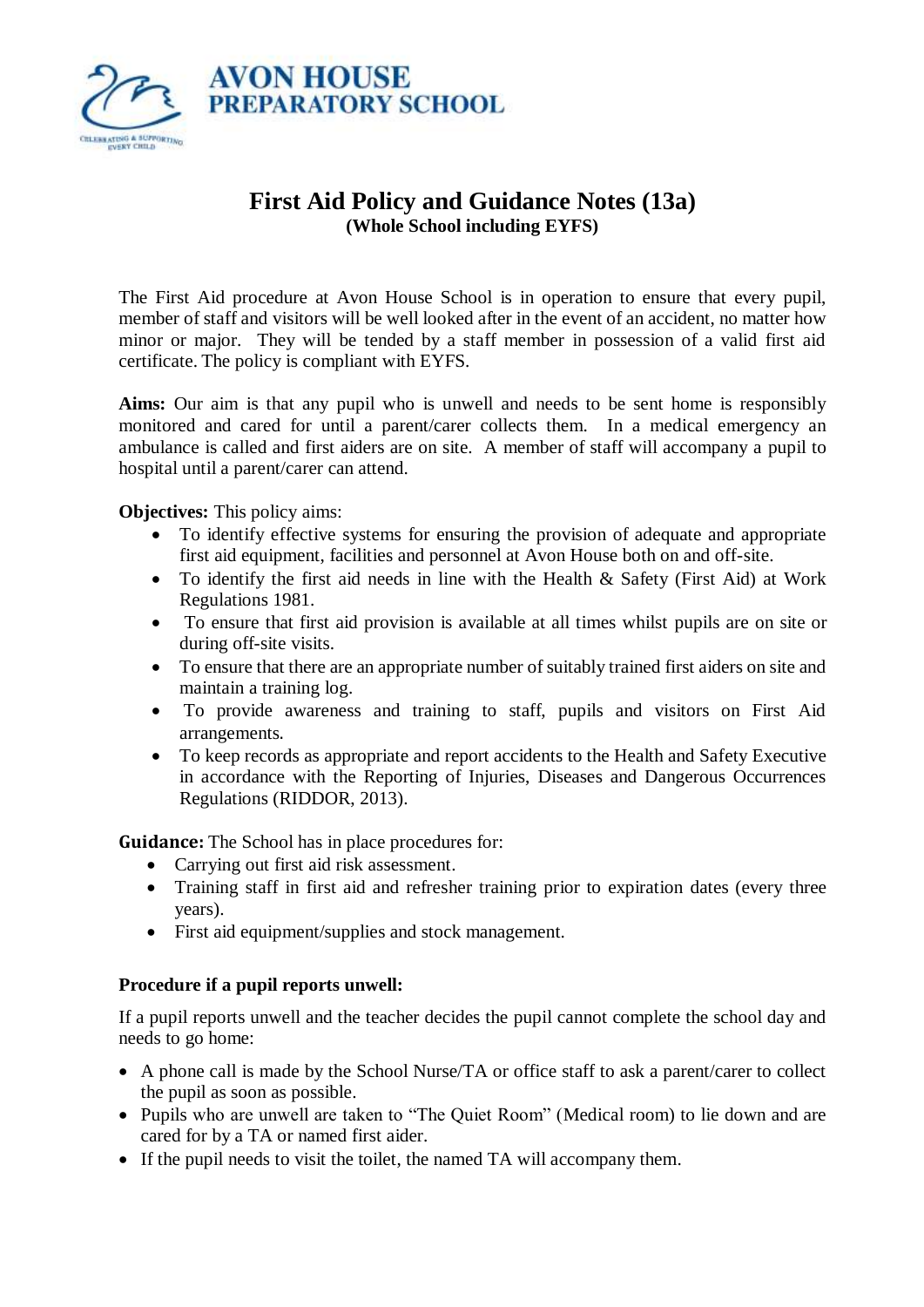**AVON HOUSE PREPARATORY SCHOOL**

CELEBRATING & SUPPORTING EVERY CHILD

# First Aid Policy and Guidance Notes (13a)

**(Whole School including EYFS)**

The First Aid procedure at Avon House School is in operation to ensure that every pupil, member of staff and visitors will be well looked after in the event of an accident, no matter how minor or major. They will be tended by a staff member in possession of a valid first aid certificate. The policy is compliant with EYFS.

**Aims:** Our aim is that any pupil who is unwell and needs to be sent home is responsibly monitored and cared for until a parent/carer collects them. In a medical emergency an ambulance is called and first aiders are on site. A member of staff will accompany a pupil to hospital until a parent/carer can attend.

**Objectives:** This policy aims:

- To identify effective systems for ensuring the provision of adequate and appropriate first aid equipment, facilities and personnel at Avon House both on and off-site.
- To identify the first aid needs in line with the Health & Safety (First Aid) at Work Regulations 1981.
- To ensure that first aid provision is available at all times whilst pupils are on site or during off-site visits.
- To ensure that there are an appropriate number of suitably trained first aiders on site and maintain a training log.
- To provide awareness and training to staff, pupils and visitors on First Aid arrangements.
- To keep records as appropriate and report accidents to the Health and Safety Executive in accordance with the Reporting of Injuries, Diseases and Dangerous Occurrences Regulations (RIDDOR, 2013).

**Guidance:** The School has in place procedures for:

- Carrying out first aid risk assessment.
- Training staff in first aid and refresher training prior to expiration dates (every three years).
- First aid equipment/supplies and stock management.

**Procedure if a pupil reports unwell:**

If a pupil reports unwell and the teacher decides the pupil cannot complete the school day and needs to go home:

- A phone call is made by the School Nurse/TA or office staff to ask a parent/carer to collect the pupil as soon as possible.
- Pupils who are unwell are taken to "The Quiet Room" (Medical room) to lie down and are cared for by a TA or named first aider.
- If the pupil needs to visit the toilet, the named TA will accompany them.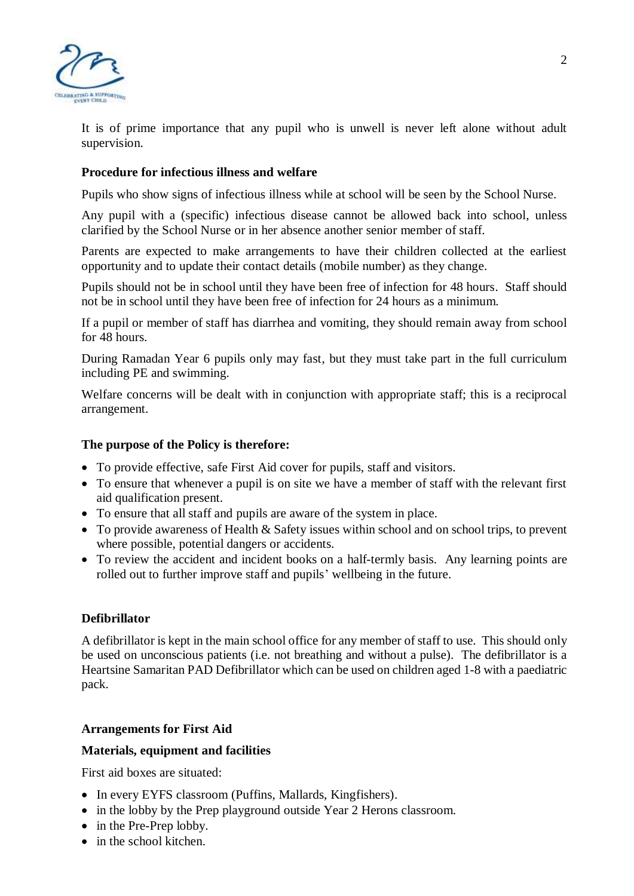It is of prime importance that any pupil who is unwell is never left alone without adult supervision.

**Procedure for infectious illness and welfare**

Pupils who show signs of infectious illness while at school will be seen by the School Nurse.

Any pupil with a (specific) infectious disease cannot be allowed back into school, unless clarified by the School Nurse or in her absence another senior member of staff.

Parents are expected to make arrangements to have their children collected at the earliest opportunity and to update their contact details (mobile number) as they change.

Pupils should not be in school until they have been free of infection for 48 hours. Staff should not be in school until they have been free of infection for 24 hours as a minimum.

If a pupil or member of staff has diarrhea and vomiting, they should remain away from school for 48 hours.

During Ramadan Year 6 pupils only may fast, but they must take part in the full curriculum including PE and swimming.

Welfare concerns will be dealt with in conjunction with appropriate staff; this is a reciprocal arrangement.

**The purpose of the Policy is therefore:**

- To provide effective, safe First Aid cover for pupils, staff and visitors.
- To ensure that whenever a pupil is on site we have a member of staff with the relevant first aid qualification present.
- To ensure that all staff and pupils are aware of the system in place.
- To provide awareness of Health & Safety issues within school and on school trips, to prevent where possible, potential dangers or accidents.
- To review the accident and incident books on a half-termly basis. Any learning points are rolled out to further improve staff and pupils' wellbeing in the future.

**Defibrillator**

A defibrillator is kept in the main school office for any member of staff to use. This should only be used on unconscious patients (i.e. not breathing and without a pulse). The defibrillator is a Heartsine Samaritan PAD Defibrillator which can be used on children aged 1-8 with a paediatric pack.

**Arrangements for First Aid**

**Materials, equipment and facilities**

First aid boxes are situated:

- In every EYFS classroom (Puffins, Mallards, Kingfishers).
- in the lobby by the Prep playground outside Year 2 Herons classroom.
- in the Pre-Prep lobby.
- in the school kitchen.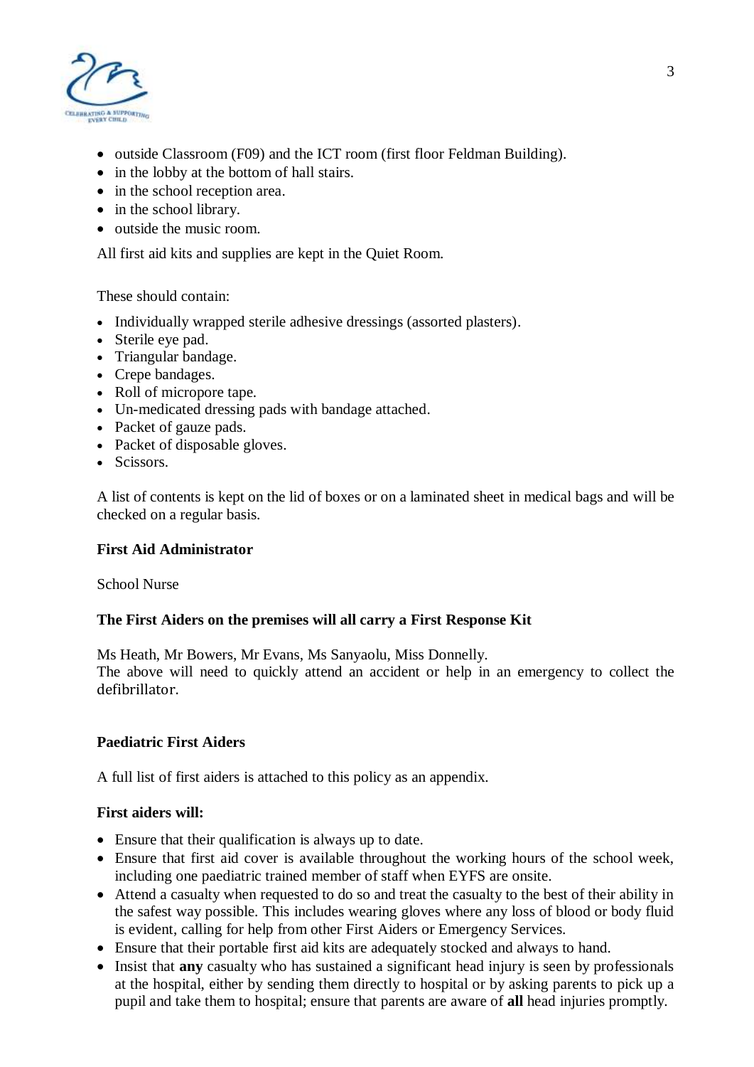- outside Classroom (F09) and the ICT room (first floor Feldman Building).
- in the lobby at the bottom of hall stairs.
- in the school reception area.
- in the school library.
- outside the music room.

All first aid kits and supplies are kept in the Quiet Room.

These should contain:

- Individually wrapped sterile adhesive dressings (assorted plasters).
- Sterile eye pad.
- Triangular bandage.
- Crepe bandages.
- Roll of micropore tape.
- Un-medicated dressing pads with bandage attached.
- Packet of gauze pads.
- Packet of disposable gloves.
- Scissors.

A list of contents is kept on the lid of boxes or on a laminated sheet in medical bags and will be checked on a regular basis.

**First Aid Administrator**

School Nurse

**The First Aiders on the premises will all carry a First Response Kit**

Ms Heath, Mr Bowers, Mr Evans, Ms Sanyaolu, Miss Donnelly.
The above will need to quickly attend an accident or help in an emergency to collect the defibrillator.

**Paediatric First Aiders**

A full list of first aiders is attached to this policy as an appendix.

**First aiders will:**

- Ensure that their qualification is always up to date.
- Ensure that first aid cover is available throughout the working hours of the school week, including one paediatric trained member of staff when EYFS are onsite.
- Attend a casualty when requested to do so and treat the casualty to the best of their ability in the safest way possible. This includes wearing gloves where any loss of blood or body fluid is evident, calling for help from other First Aiders or Emergency Services.
- Ensure that their portable first aid kits are adequately stocked and always to hand.
- Insist that **any** casualty who has sustained a significant head injury is seen by professionals at the hospital, either by sending them directly to hospital or by asking parents to pick up a pupil and take them to hospital; ensure that parents are aware of **all** head injuries promptly.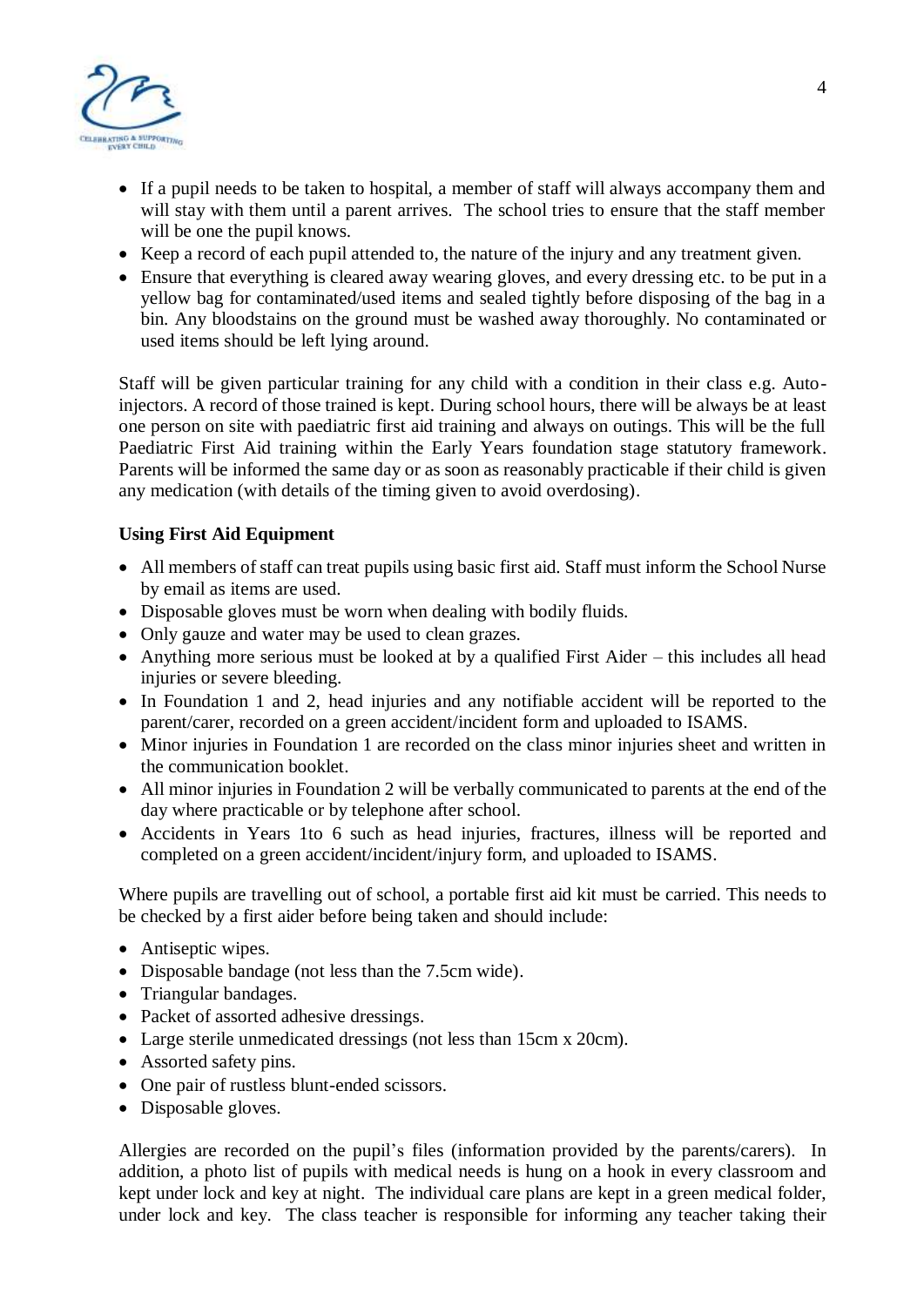- If a pupil needs to be taken to hospital, a member of staff will always accompany them and will stay with them until a parent arrives. The school tries to ensure that the staff member will be one the pupil knows.
- Keep a record of each pupil attended to, the nature of the injury and any treatment given.
- Ensure that everything is cleared away wearing gloves, and every dressing etc. to be put in a yellow bag for contaminated/used items and sealed tightly before disposing of the bag in a bin. Any bloodstains on the ground must be washed away thoroughly. No contaminated or used items should be left lying around.

Staff will be given particular training for any child with a condition in their class e.g. Auto-injectors. A record of those trained is kept. During school hours, there will be always be at least one person on site with paediatric first aid training and always on outings. This will be the full Paediatric First Aid training within the Early Years foundation stage statutory framework. Parents will be informed the same day or as soon as reasonably practicable if their child is given any medication (with details of the timing given to avoid overdosing).

**Using First Aid Equipment**

- All members of staff can treat pupils using basic first aid. Staff must inform the School Nurse by email as items are used.
- Disposable gloves must be worn when dealing with bodily fluids.
- Only gauze and water may be used to clean grazes.
- Anything more serious must be looked at by a qualified First Aider – this includes all head injuries or severe bleeding.
- In Foundation 1 and 2, head injuries and any notifiable accident will be reported to the parent/carer, recorded on a green accident/incident form and uploaded to ISAMS.
- Minor injuries in Foundation 1 are recorded on the class minor injuries sheet and written in the communication booklet.
- All minor injuries in Foundation 2 will be verbally communicated to parents at the end of the day where practicable or by telephone after school.
- Accidents in Years 1to 6 such as head injuries, fractures, illness will be reported and completed on a green accident/incident/injury form, and uploaded to ISAMS.

Where pupils are travelling out of school, a portable first aid kit must be carried. This needs to be checked by a first aider before being taken and should include:

- Antiseptic wipes.
- Disposable bandage (not less than the 7.5cm wide).
- Triangular bandages.
- Packet of assorted adhesive dressings.
- Large sterile unmedicated dressings (not less than 15cm x 20cm).
- Assorted safety pins.
- One pair of rustless blunt-ended scissors.
- Disposable gloves.

Allergies are recorded on the pupil's files (information provided by the parents/carers). In addition, a photo list of pupils with medical needs is hung on a hook in every classroom and kept under lock and key at night. The individual care plans are kept in a green medical folder, under lock and key. The class teacher is responsible for informing any teacher taking their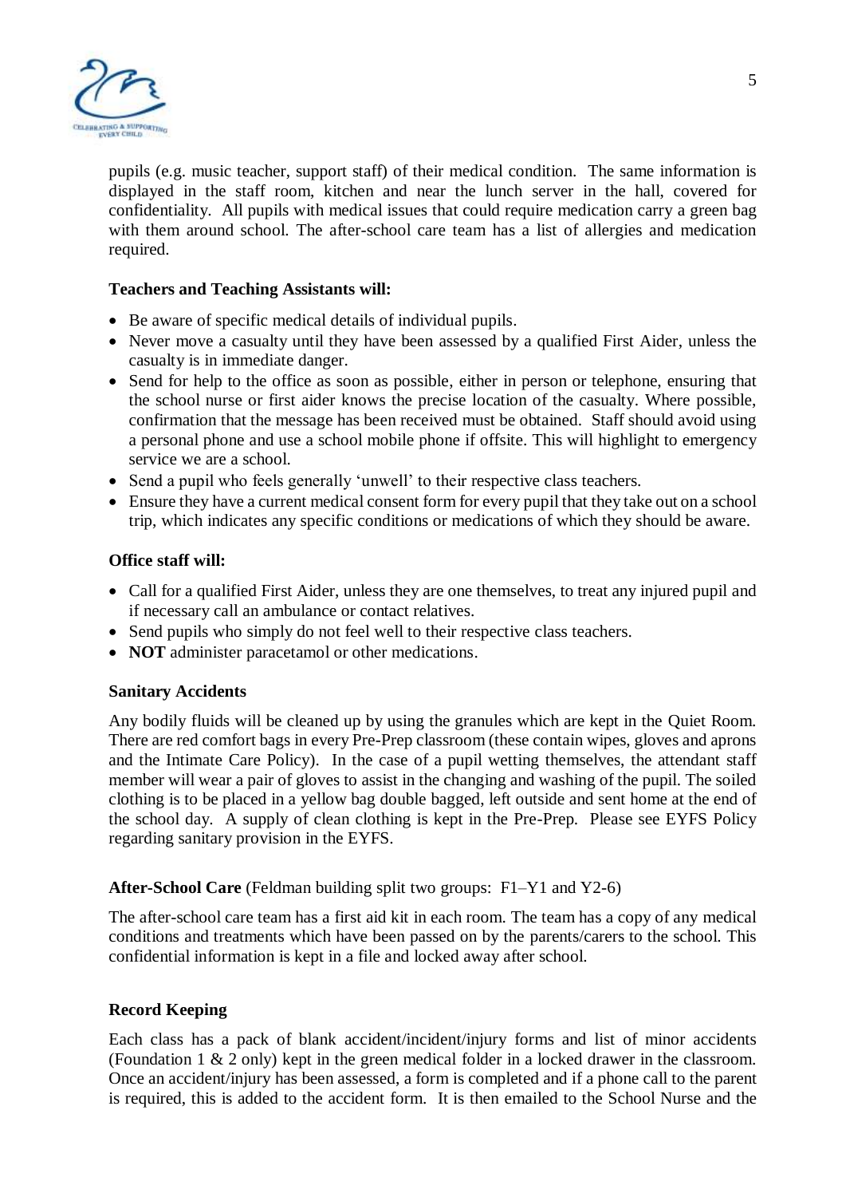pupils (e.g. music teacher, support staff) of their medical condition. The same information is displayed in the staff room, kitchen and near the lunch server in the hall, covered for confidentiality. All pupils with medical issues that could require medication carry a green bag with them around school. The after-school care team has a list of allergies and medication required.

**Teachers and Teaching Assistants will:**

- Be aware of specific medical details of individual pupils.
- Never move a casualty until they have been assessed by a qualified First Aider, unless the casualty is in immediate danger.
- Send for help to the office as soon as possible, either in person or telephone, ensuring that the school nurse or first aider knows the precise location of the casualty. Where possible, confirmation that the message has been received must be obtained. Staff should avoid using a personal phone and use a school mobile phone if offsite. This will highlight to emergency service we are a school.
- Send a pupil who feels generally 'unwell' to their respective class teachers.
- Ensure they have a current medical consent form for every pupil that they take out on a school trip, which indicates any specific conditions or medications of which they should be aware.

**Office staff will:**

- Call for a qualified First Aider, unless they are one themselves, to treat any injured pupil and if necessary call an ambulance or contact relatives.
- Send pupils who simply do not feel well to their respective class teachers.
- **NOT** administer paracetamol or other medications.

**Sanitary Accidents**

Any bodily fluids will be cleaned up by using the granules which are kept in the Quiet Room. There are red comfort bags in every Pre-Prep classroom (these contain wipes, gloves and aprons and the Intimate Care Policy). In the case of a pupil wetting themselves, the attendant staff member will wear a pair of gloves to assist in the changing and washing of the pupil. The soiled clothing is to be placed in a yellow bag double bagged, left outside and sent home at the end of the school day. A supply of clean clothing is kept in the Pre-Prep. Please see EYFS Policy regarding sanitary provision in the EYFS.

**After-School Care** (Feldman building split two groups: F1–Y1 and Y2-6)

The after-school care team has a first aid kit in each room. The team has a copy of any medical conditions and treatments which have been passed on by the parents/carers to the school. This confidential information is kept in a file and locked away after school.

**Record Keeping**

Each class has a pack of blank accident/incident/injury forms and list of minor accidents (Foundation 1 & 2 only) kept in the green medical folder in a locked drawer in the classroom. Once an accident/injury has been assessed, a form is completed and if a phone call to the parent is required, this is added to the accident form. It is then emailed to the School Nurse and the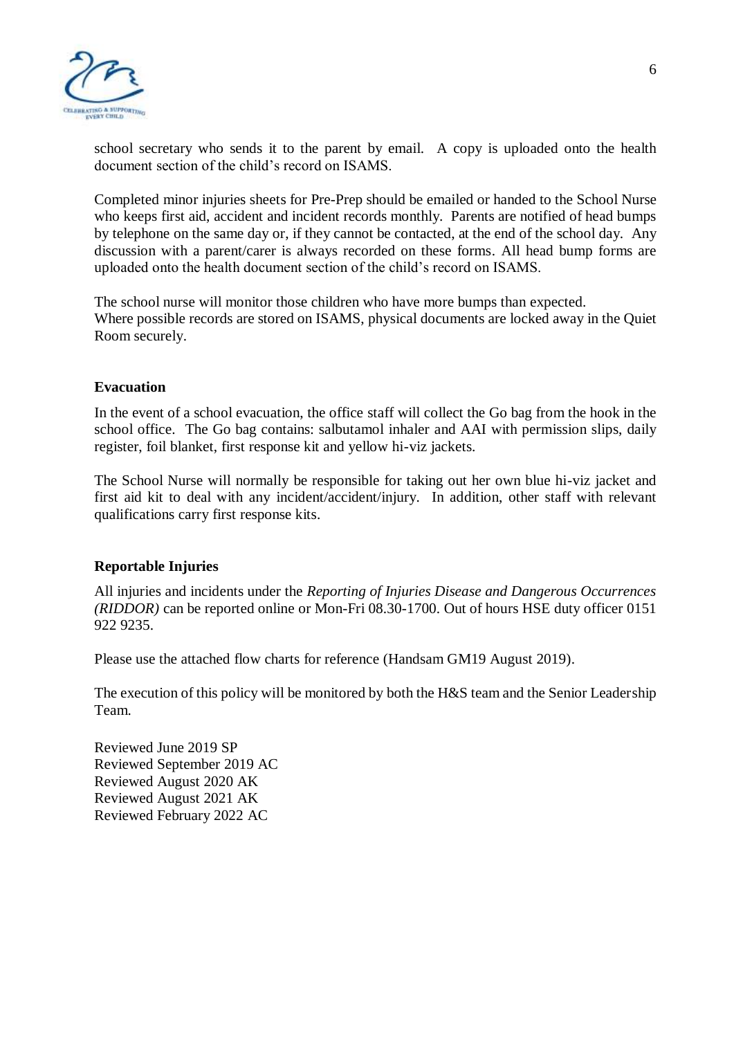school secretary who sends it to the parent by email. A copy is uploaded onto the health document section of the child's record on ISAMS.

Completed minor injuries sheets for Pre-Prep should be emailed or handed to the School Nurse who keeps first aid, accident and incident records monthly. Parents are notified of head bumps by telephone on the same day or, if they cannot be contacted, at the end of the school day. Any discussion with a parent/carer is always recorded on these forms. All head bump forms are uploaded onto the health document section of the child's record on ISAMS.

The school nurse will monitor those children who have more bumps than expected.
Where possible records are stored on ISAMS, physical documents are locked away in the Quiet Room securely.

**Evacuation**

In the event of a school evacuation, the office staff will collect the Go bag from the hook in the school office. The Go bag contains: salbutamol inhaler and AAI with permission slips, daily register, foil blanket, first response kit and yellow hi-viz jackets.

The School Nurse will normally be responsible for taking out her own blue hi-viz jacket and first aid kit to deal with any incident/accident/injury. In addition, other staff with relevant qualifications carry first response kits.

**Reportable Injuries**

All injuries and incidents under the *Reporting of Injuries Disease and Dangerous Occurrences (RIDDOR)* can be reported online or Mon-Fri 08.30-1700. Out of hours HSE duty officer 0151 922 9235.

Please use the attached flow charts for reference (Handsam GM19 August 2019).

The execution of this policy will be monitored by both the H&S team and the Senior Leadership Team.

Reviewed June 2019 SP
Reviewed September 2019 AC
Reviewed August 2020 AK
Reviewed August 2021 AK
Reviewed February 2022 AC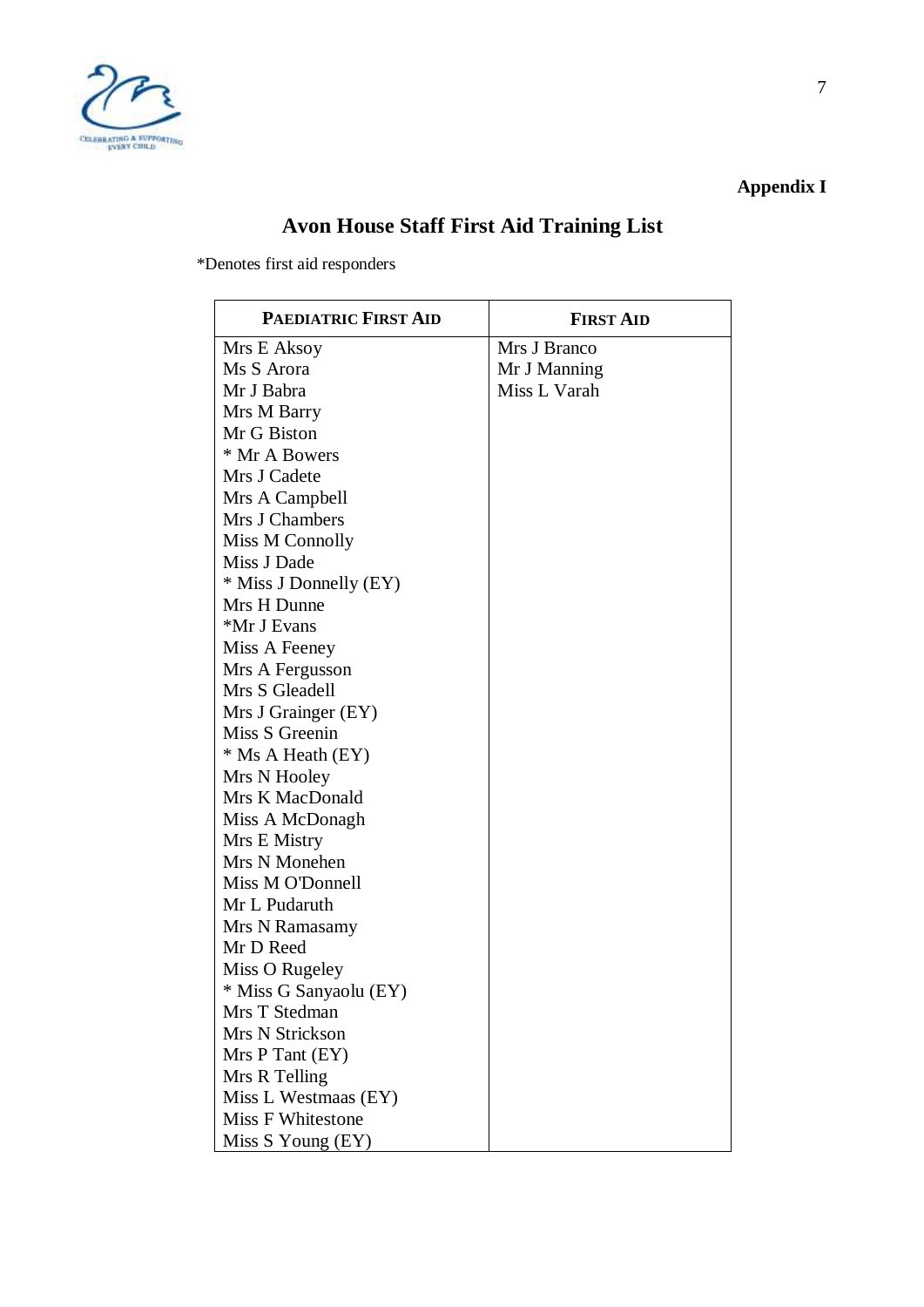**Appendix I**

# Avon House Staff First Aid Training List

*Denotes first aid responders

| PAEDIATRIC FIRST AID | FIRST AID |
|---|---|
| Mrs E Aksoy | Mrs J Branco |
| Ms S Arora | Mr J Manning |
| Mr J Babra | Miss L Varah |
| Mrs M Barry | |
| Mr G Biston | |
| * Mr A Bowers | |
| Mrs J Cadete | |
| Mrs A Campbell | |
| Mrs J Chambers | |
| Miss M Connolly | |
| Miss J Dade | |
| * Miss J Donnelly (EY) | |
| Mrs H Dunne | |
| *Mr J Evans | |
| Miss A Feeney | |
| Mrs A Fergusson | |
| Mrs S Gleadell | |
| Mrs J Grainger (EY) | |
| Miss S Greenin | |
| * Ms A Heath (EY) | |
| Mrs N Hooley | |
| Mrs K MacDonald | |
| Miss A McDonagh | |
| Mrs E Mistry | |
| Mrs N Monehen | |
| Miss M O'Donnell | |
| Mr L Pudaruth | |
| Mrs N Ramasamy | |
| Mr D Reed | |
| Miss O Rugeley | |
| * Miss G Sanyaolu (EY) | |
| Mrs T Stedman | |
| Mrs N Strickson | |
| Mrs P Tant (EY) | |
| Mrs R Telling | |
| Miss L Westmaas (EY) | |
| Miss F Whitestone | |
| Miss S Young (EY) | |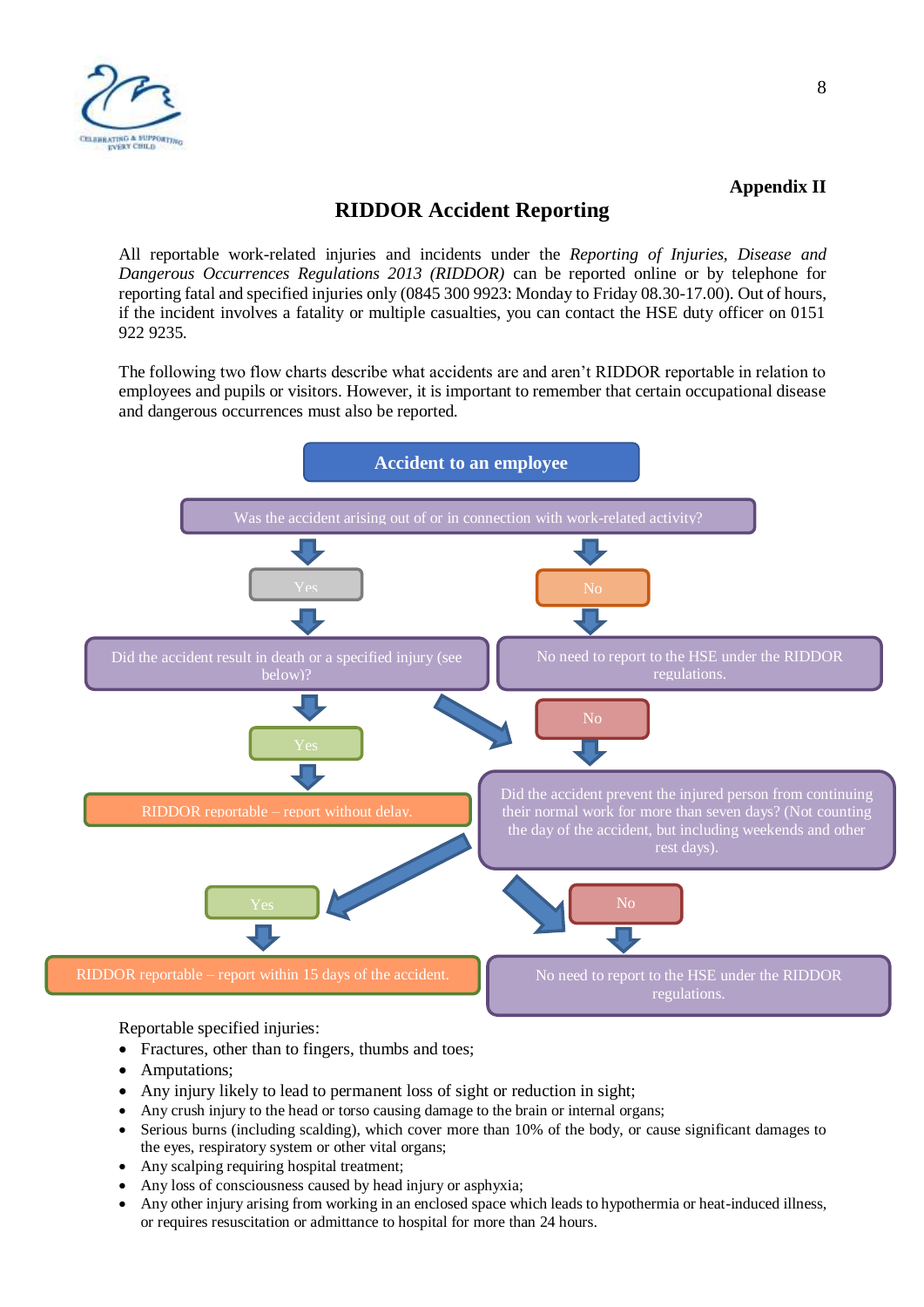**Appendix II**

## RIDDOR Accident Reporting

All reportable work-related injuries and incidents under the *Reporting of Injuries, Disease and Dangerous Occurrences Regulations 2013 (RIDDOR)* can be reported online or by telephone for reporting fatal and specified injuries only (0845 300 9923: Monday to Friday 08.30-17.00). Out of hours, if the incident involves a fatality or multiple casualties, you can contact the HSE duty officer on 0151 922 9235.

The following two flow charts describe what accidents are and aren't RIDDOR reportable in relation to employees and pupils or visitors. However, it is important to remember that certain occupational disease and dangerous occurrences must also be reported.

**Accident to an employee**

Was the accident arising out of or in connection with work-related activity?

- **Yes** → Did the accident result in death or a specified injury (see below)?
  - **Yes** → RIDDOR reportable – report without delay.
  - **No** → Did the accident prevent the injured person from continuing their normal work for more than seven days? (Not counting the day of the accident, but including weekends and other rest days).
    - **Yes** → RIDDOR reportable – report within 15 days of the accident.
    - **No** → No need to report to the HSE under the RIDDOR regulations.
- **No** → No need to report to the HSE under the RIDDOR regulations.

Reportable specified injuries:

- Fractures, other than to fingers, thumbs and toes;
- Amputations;
- Any injury likely to lead to permanent loss of sight or reduction in sight;
- Any crush injury to the head or torso causing damage to the brain or internal organs;
- Serious burns (including scalding), which cover more than 10% of the body, or cause significant damages to the eyes, respiratory system or other vital organs;
- Any scalping requiring hospital treatment;
- Any loss of consciousness caused by head injury or asphyxia;
- Any other injury arising from working in an enclosed space which leads to hypothermia or heat-induced illness, or requires resuscitation or admittance to hospital for more than 24 hours.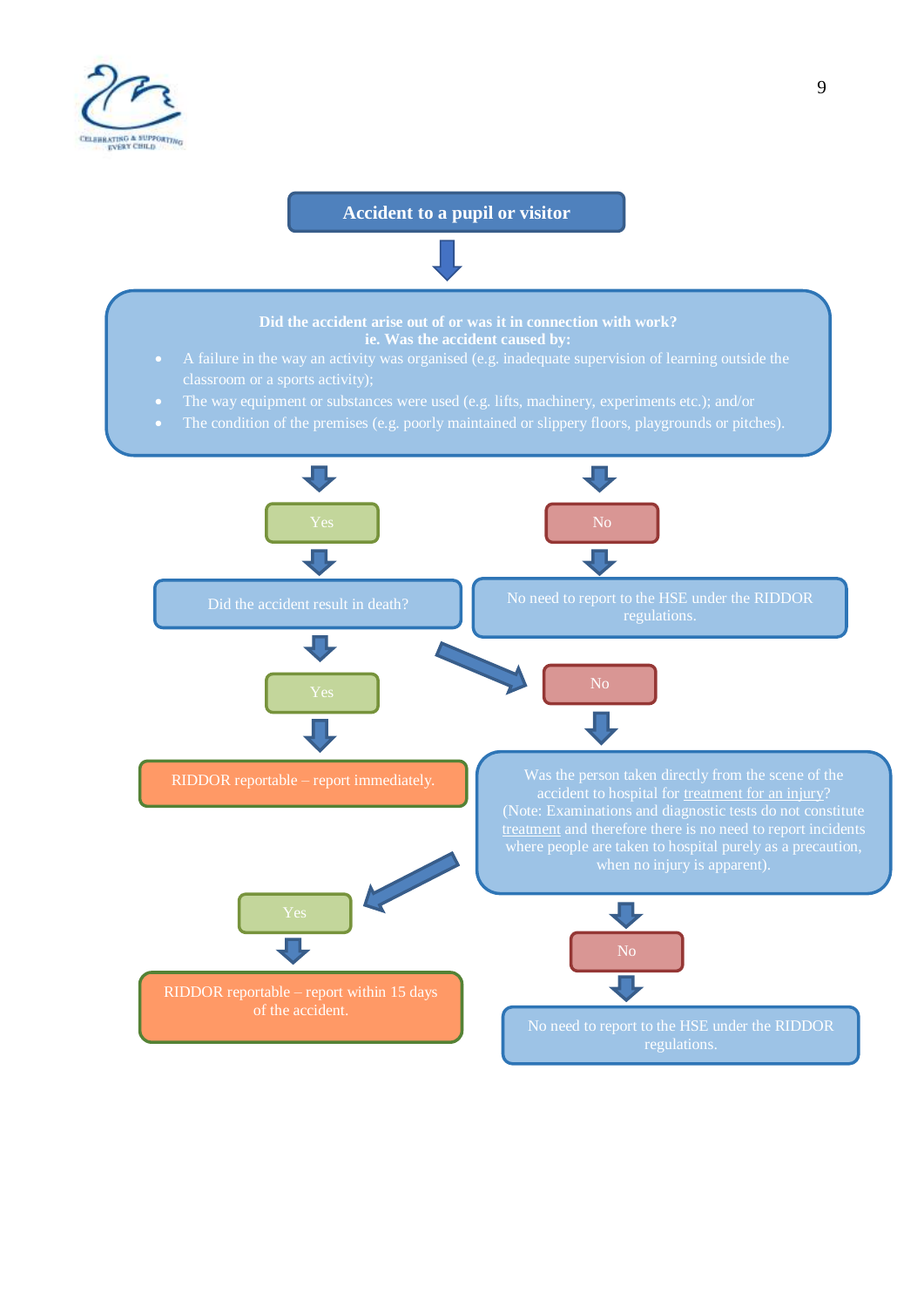**Accident to a pupil or visitor**

**Did the accident arise out of or was it in connection with work?**
**ie. Was the accident caused by:**

- A failure in the way an activity was organised (e.g. inadequate supervision of learning outside the classroom or a sports activity);
- The way equipment or substances were used (e.g. lifts, machinery, experiments etc.); and/or
- The condition of the premises (e.g. poorly maintained or slippery floors, playgrounds or pitches).

Yes

Did the accident result in death?

Yes

RIDDOR reportable – report immediately.

No

No need to report to the HSE under the RIDDOR regulations.

No

Was the person taken directly from the scene of the accident to hospital for treatment for an injury? (Note: Examinations and diagnostic tests do not constitute treatment and therefore there is no need to report incidents where people are taken to hospital purely as a precaution, when no injury is apparent).

Yes

RIDDOR reportable – report within 15 days of the accident.

No

No need to report to the HSE under the RIDDOR regulations.